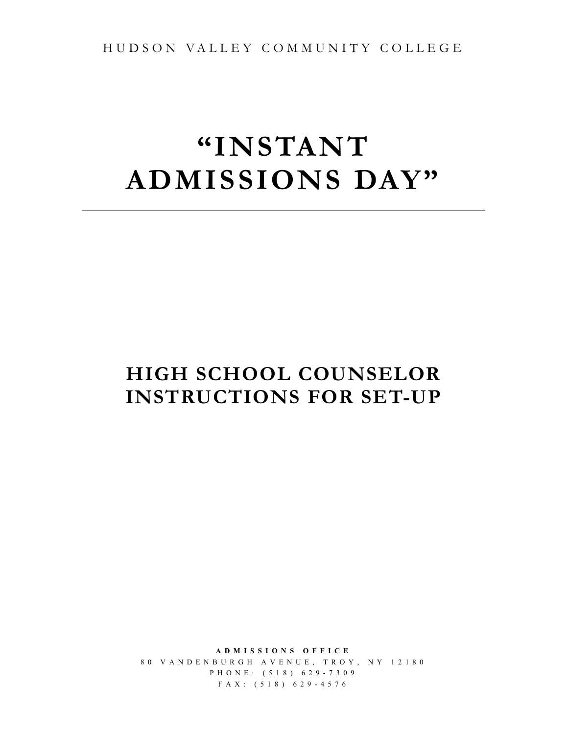HUDSON VALLEY COMMUNITY COLLEGE

# "INSTANT ADMISSIONS DAY"

---

## HIGH SCHOOL COUNSELOR INSTRUCTIONS FOR SET-UP

**ADMISSIONS OFFICE**

80 VANDENBURGH AVENUE, TROY, NY 12180

PHONE: (518) 629-7309

FAX: (518) 629-4576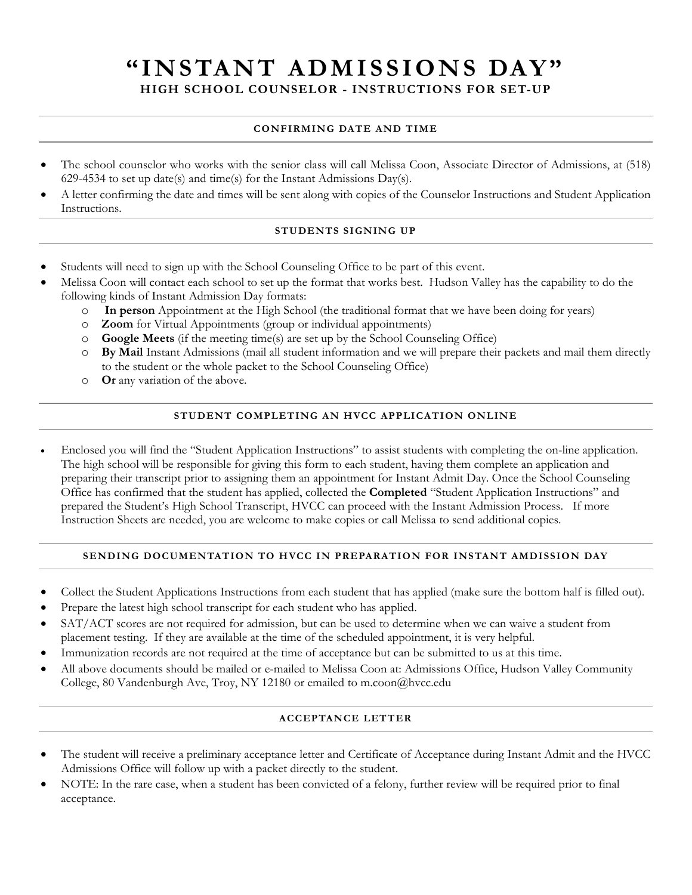# "INSTANT ADMISSIONS DAY"

## HIGH SCHOOL COUNSELOR - INSTRUCTIONS FOR SET-UP

### CONFIRMING DATE AND TIME

- The school counselor who works with the senior class will call Melissa Coon, Associate Director of Admissions, at (518) 629-4534 to set up date(s) and time(s) for the Instant Admissions Day(s).
- A letter confirming the date and times will be sent along with copies of the Counselor Instructions and Student Application Instructions.

### STUDENTS SIGNING UP

- Students will need to sign up with the School Counseling Office to be part of this event.
- Melissa Coon will contact each school to set up the format that works best. Hudson Valley has the capability to do the following kinds of Instant Admission Day formats:
  - **In person** Appointment at the High School (the traditional format that we have been doing for years)
  - **Zoom** for Virtual Appointments (group or individual appointments)
  - **Google Meets** (if the meeting time(s) are set up by the School Counseling Office)
  - **By Mail** Instant Admissions (mail all student information and we will prepare their packets and mail them directly to the student or the whole packet to the School Counseling Office)
  - **Or** any variation of the above.

### STUDENT COMPLETING AN HVCC APPLICATION ONLINE

- Enclosed you will find the "Student Application Instructions" to assist students with completing the on-line application. The high school will be responsible for giving this form to each student, having them complete an application and preparing their transcript prior to assigning them an appointment for Instant Admit Day. Once the School Counseling Office has confirmed that the student has applied, collected the **Completed** "Student Application Instructions" and prepared the Student's High School Transcript, HVCC can proceed with the Instant Admission Process. If more Instruction Sheets are needed, you are welcome to make copies or call Melissa to send additional copies.

### SENDING DOCUMENTATION TO HVCC IN PREPARATION FOR INSTANT AMDISSION DAY

- Collect the Student Applications Instructions from each student that has applied (make sure the bottom half is filled out).
- Prepare the latest high school transcript for each student who has applied.
- SAT/ACT scores are not required for admission, but can be used to determine when we can waive a student from placement testing. If they are available at the time of the scheduled appointment, it is very helpful.
- Immunization records are not required at the time of acceptance but can be submitted to us at this time.
- All above documents should be mailed or e-mailed to Melissa Coon at: Admissions Office, Hudson Valley Community College, 80 Vandenburgh Ave, Troy, NY 12180 or emailed to m.coon@hvcc.edu

### ACCEPTANCE LETTER

- The student will receive a preliminary acceptance letter and Certificate of Acceptance during Instant Admit and the HVCC Admissions Office will follow up with a packet directly to the student.
- NOTE: In the rare case, when a student has been convicted of a felony, further review will be required prior to final acceptance.